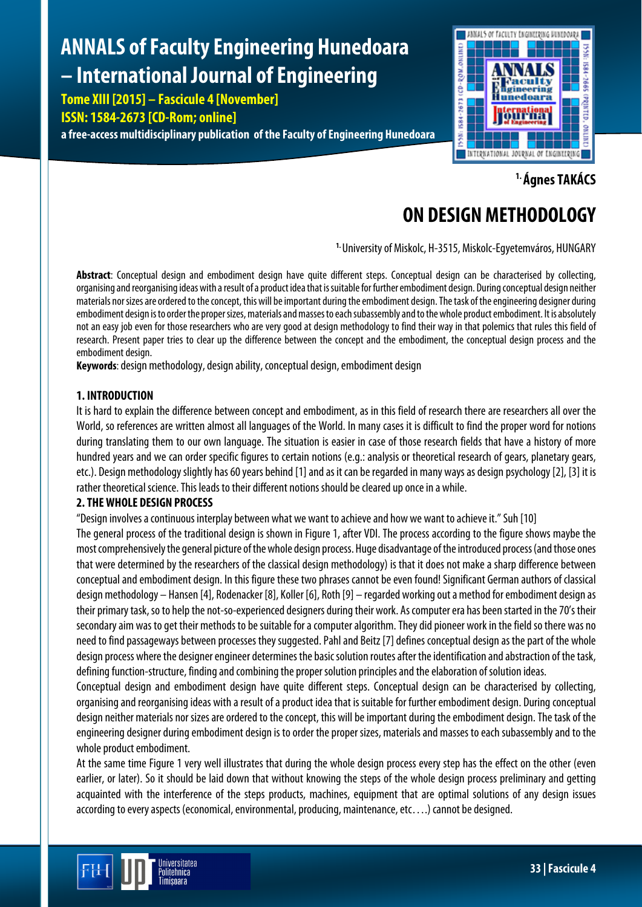# ANNALS of Faculty Engineering Hunedoara – International Journal of Engineering

**Tome XIII [2015] – Fascicule 4 [November]**
**ISSN: 1584-2673 [CD-Rom; online]**
**a free-access multidisciplinary publication of the Faculty of Engineering Hunedoara**

[1.] **Ágnes TAKÁCS**

# ON DESIGN METHODOLOGY

[1.] University of Miskolc, H-3515, Miskolc-Egyetemváros, HUNGARY

**Abstract**: Conceptual design and embodiment design have quite different steps. Conceptual design can be characterised by collecting, organising and reorganising ideas with a result of a product idea that is suitable for further embodiment design. During conceptual design neither materials nor sizes are ordered to the concept, this will be important during the embodiment design. The task of the engineering designer during embodiment design is to order the proper sizes, materials and masses to each subassembly and to the whole product embodiment. It is absolutely not an easy job even for those researchers who are very good at design methodology to find their way in that polemics that rules this field of research. Present paper tries to clear up the difference between the concept and the embodiment, the conceptual design process and the embodiment design.

**Keywords**: design methodology, design ability, conceptual design, embodiment design

## 1. INTRODUCTION

It is hard to explain the difference between concept and embodiment, as in this field of research there are researchers all over the World, so references are written almost all languages of the World. In many cases it is difficult to find the proper word for notions during translating them to our own language. The situation is easier in case of those research fields that have a history of more hundred years and we can order specific figures to certain notions (e.g.: analysis or theoretical research of gears, planetary gears, etc.). Design methodology slightly has 60 years behind [1] and as it can be regarded in many ways as design psychology [2], [3] it is rather theoretical science. This leads to their different notions should be cleared up once in a while.

## 2. THE WHOLE DESIGN PROCESS

"Design involves a continuous interplay between what we want to achieve and how we want to achieve it." Suh [10]

The general process of the traditional design is shown in Figure 1, after VDI. The process according to the figure shows maybe the most comprehensively the general picture of the whole design process. Huge disadvantage of the introduced process (and those ones that were determined by the researchers of the classical design methodology) is that it does not make a sharp difference between conceptual and embodiment design. In this figure these two phrases cannot be even found! Significant German authors of classical design methodology – Hansen [4], Rodenacker [8], Koller [6], Roth [9] – regarded working out a method for embodiment design as their primary task, so to help the not-so-experienced designers during their work. As computer era has been started in the 70's their secondary aim was to get their methods to be suitable for a computer algorithm. They did pioneer work in the field so there was no need to find passageways between processes they suggested. Pahl and Beitz [7] defines conceptual design as the part of the whole design process where the designer engineer determines the basic solution routes after the identification and abstraction of the task, defining function-structure, finding and combining the proper solution principles and the elaboration of solution ideas.

Conceptual design and embodiment design have quite different steps. Conceptual design can be characterised by collecting, organising and reorganising ideas with a result of a product idea that is suitable for further embodiment design. During conceptual design neither materials nor sizes are ordered to the concept, this will be important during the embodiment design. The task of the engineering designer during embodiment design is to order the proper sizes, materials and masses to each subassembly and to the whole product embodiment.

At the same time Figure 1 very well illustrates that during the whole design process every step has the effect on the other (even earlier, or later). So it should be laid down that without knowing the steps of the whole design process preliminary and getting acquainted with the interference of the steps products, machines, equipment that are optimal solutions of any design issues according to every aspects (economical, environmental, producing, maintenance, etc….) cannot be designed.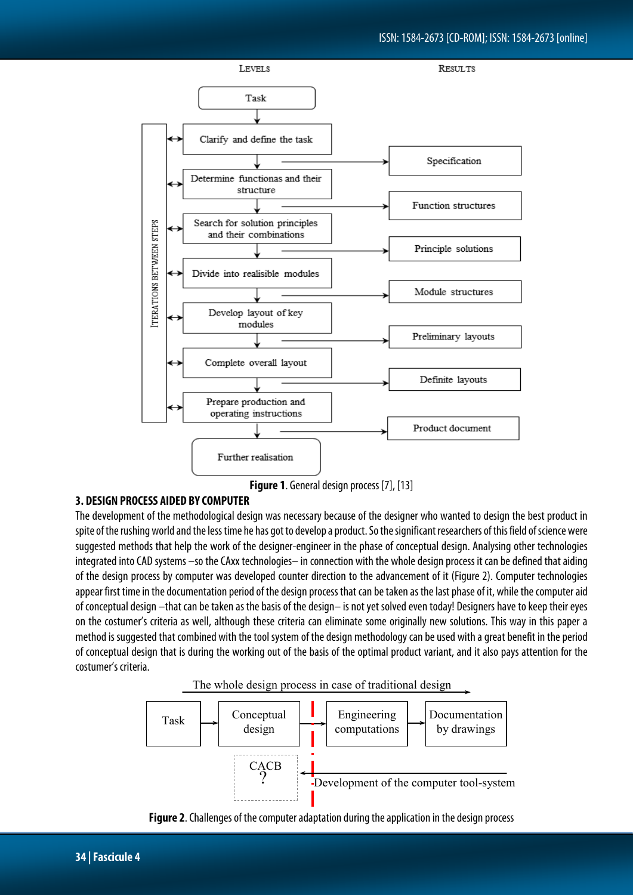LEVELS | RESULTS

Task

ITERATIONS BETWEEN STEPS

- Clarify and define the task → Specification
- Determine functionas and their structure → Function structures
- Search for solution principles and their combinations → Principle solutions
- Divide into realisible modules → Module structures
- Develop layout of key modules → Preliminary layouts
- Complete overall layout → Definite layouts
- Prepare production and operating instructions → Product document

Further realisation

**Figure 1**. General design process [7], [13]

## 3. DESIGN PROCESS AIDED BY COMPUTER

The development of the methodological design was necessary because of the designer who wanted to design the best product in spite of the rushing world and the less time he has got to develop a product. So the significant researchers of this field of science were suggested methods that help the work of the designer-engineer in the phase of conceptual design. Analysing other technologies integrated into CAD systems –so the CAxx technologies– in connection with the whole design process it can be defined that aiding of the design process by computer was developed counter direction to the advancement of it (Figure 2). Computer technologies appear first time in the documentation period of the design process that can be taken as the last phase of it, while the computer aid of conceptual design –that can be taken as the basis of the design– is not yet solved even today! Designers have to keep their eyes on the costumer's criteria as well, although these criteria can eliminate some originally new solutions. This way in this paper a method is suggested that combined with the tool system of the design methodology can be used with a great benefit in the period of conceptual design that is during the working out of the basis of the optimal product variant, and it also pays attention for the costumer's criteria.

The whole design process in case of traditional design

Task → Conceptual design → Engineering computations → Documentation by drawings

CACB ?

Development of the computer tool-system

**Figure 2**. Challenges of the computer adaptation during the application in the design process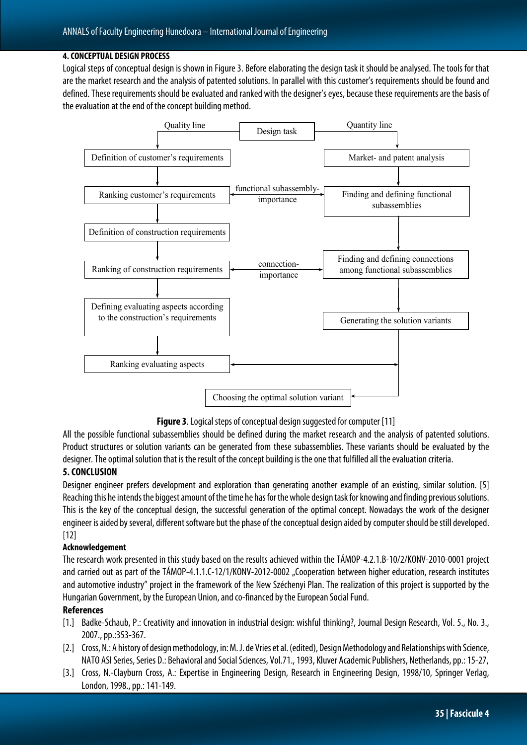## 4. CONCEPTUAL DESIGN PROCESS

Logical steps of conceptual design is shown in Figure 3. Before elaborating the design task it should be analysed. The tools for that are the market research and the analysis of patented solutions. In parallel with this customer's requirements should be found and defined. These requirements should be evaluated and ranked with the designer's eyes, because these requirements are the basis of the evaluation at the end of the concept building method.

**Figure 3**. Logical steps of conceptual design suggested for computer [11]

All the possible functional subassemblies should be defined during the market research and the analysis of patented solutions. Product structures or solution variants can be generated from these subassemblies. These variants should be evaluated by the designer. The optimal solution that is the result of the concept building is the one that fulfilled all the evaluation criteria.

## 5. CONCLUSION

Designer engineer prefers development and exploration than generating another example of an existing, similar solution. [5] Reaching this he intends the biggest amount of the time he has for the whole design task for knowing and finding previous solutions. This is the key of the conceptual design, the successful generation of the optimal concept. Nowadays the work of the designer engineer is aided by several, different software but the phase of the conceptual design aided by computer should be still developed. [12]

### Acknowledgement

The research work presented in this study based on the results achieved within the TÁMOP-4.2.1.B-10/2/KONV-2010-0001 project and carried out as part of the TÁMOP-4.1.1.C-12/1/KONV-2012-0002 „Cooperation between higher education, research institutes and automotive industry" project in the framework of the New Széchenyi Plan. The realization of this project is supported by the Hungarian Government, by the European Union, and co-financed by the European Social Fund.

### References

[1.] Badke-Schaub, P.: Creativity and innovation in industrial design: wishful thinking?, Journal Design Research, Vol. 5., No. 3., 2007., pp.:353-367.

[2.] Cross, N.: A history of design methodology, in: M. J. de Vries et al. (edited), Design Methodology and Relationships with Science, NATO ASI Series, Series D.: Behavioral and Social Sciences, Vol.71., 1993, Kluver Academic Publishers, Netherlands, pp.: 15-27,

[3.] Cross, N.-Clayburn Cross, A.: Expertise in Engineering Design, Research in Engineering Design, 1998/10, Springer Verlag, London, 1998., pp.: 141-149.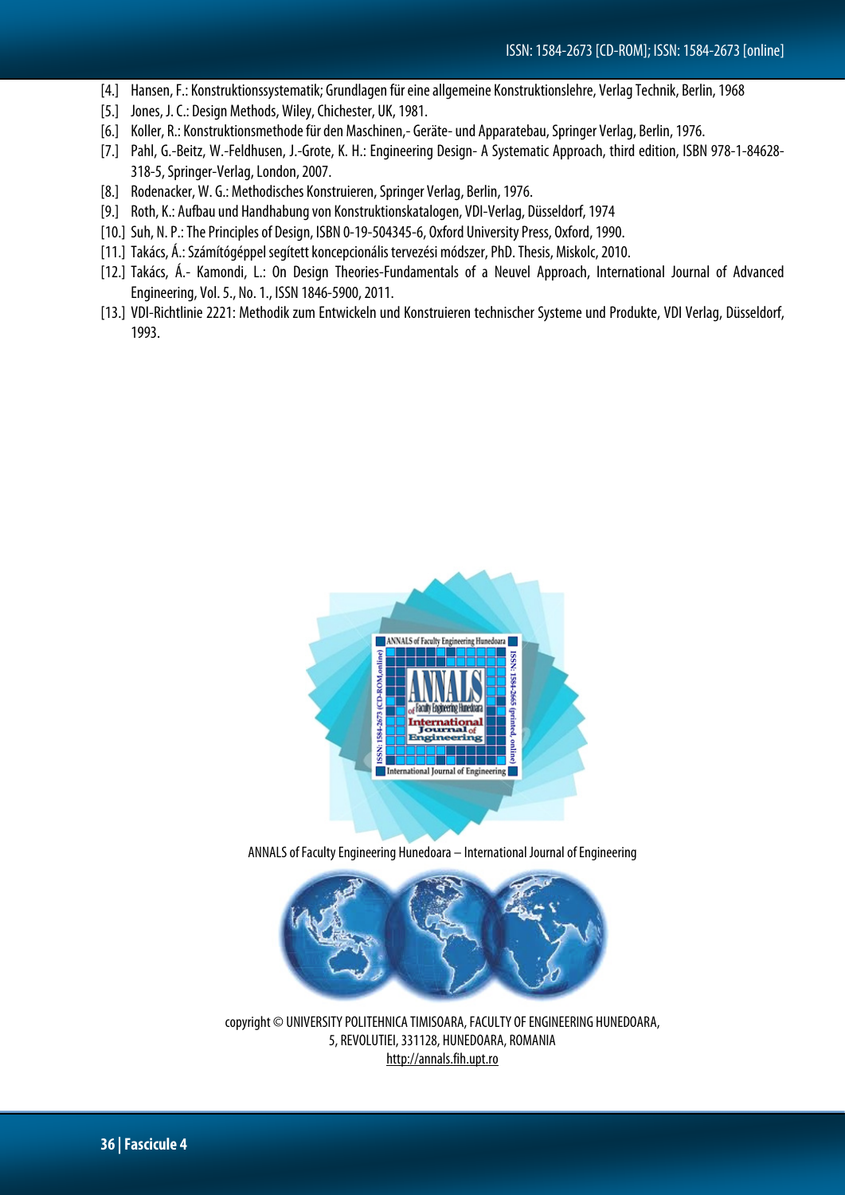[4.] Hansen, F.: Konstruktionssystematik; Grundlagen für eine allgemeine Konstruktionslehre, Verlag Technik, Berlin, 1968

[5.] Jones, J. C.: Design Methods, Wiley, Chichester, UK, 1981.

[6.] Koller, R.: Konstruktionsmethode für den Maschinen,- Geräte- und Apparatebau, Springer Verlag, Berlin, 1976.

[7.] Pahl, G.-Beitz, W.-Feldhusen, J.-Grote, K. H.: Engineering Design- A Systematic Approach, third edition, ISBN 978-1-84628-318-5, Springer-Verlag, London, 2007.

[8.] Rodenacker, W. G.: Methodisches Konstruieren, Springer Verlag, Berlin, 1976.

[9.] Roth, K.: Aufbau und Handhabung von Konstruktionskatalogen, VDI-Verlag, Düsseldorf, 1974

[10.] Suh, N. P.: The Principles of Design, ISBN 0-19-504345-6, Oxford University Press, Oxford, 1990.

[11.] Takács, Á.: Számítógéppel segített koncepcionális tervezési módszer, PhD. Thesis, Miskolc, 2010.

[12.] Takács, Á.- Kamondi, L.: On Design Theories-Fundamentals of a Neuvel Approach, International Journal of Advanced Engineering, Vol. 5., No. 1., ISSN 1846-5900, 2011.

[13.] VDI-Richtlinie 2221: Methodik zum Entwickeln und Konstruieren technischer Systeme und Produkte, VDI Verlag, Düsseldorf, 1993.

ANNALS of Faculty Engineering Hunedoara – International Journal of Engineering

copyright © UNIVERSITY POLITEHNICA TIMISOARA, FACULTY OF ENGINEERING HUNEDOARA, 5, REVOLUTIEI, 331128, HUNEDOARA, ROMANIA
http://annals.fih.upt.ro